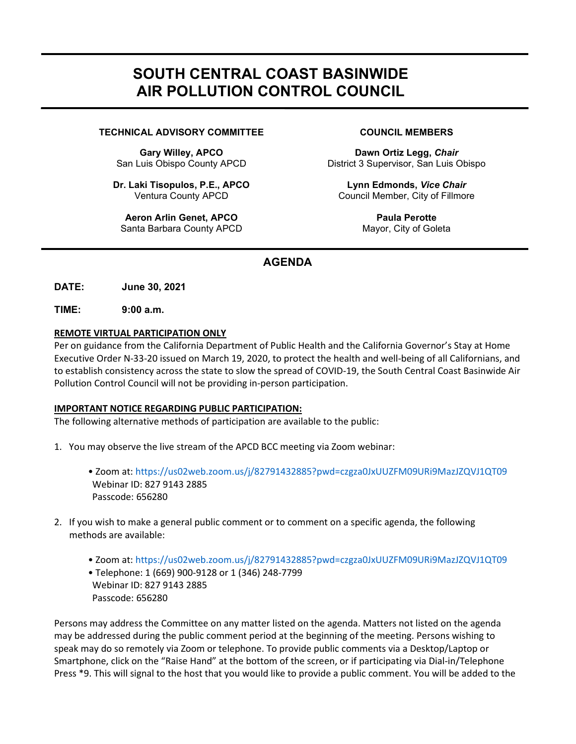# SOUTH CENTRAL COAST BASINWIDE AIR POLLUTION CONTROL COUNCIL

**TECHNICAL ADVISORY COMMITTEE**

**Gary Willey, APCO**
San Luis Obispo County APCD

**Dr. Laki Tisopulos, P.E., APCO**
Ventura County APCD

**Aeron Arlin Genet, APCO**
Santa Barbara County APCD

**COUNCIL MEMBERS**

**Dawn Ortiz Legg, *Chair***
District 3 Supervisor, San Luis Obispo

**Lynn Edmonds, *Vice Chair***
Council Member, City of Fillmore

**Paula Perotte**
Mayor, City of Goleta

## AGENDA

**DATE:** **June 30, 2021**

**TIME:** **9:00 a.m.**

**REMOTE VIRTUAL PARTICIPATION ONLY**

Per on guidance from the California Department of Public Health and the California Governor's Stay at Home Executive Order N-33-20 issued on March 19, 2020, to protect the health and well-being of all Californians, and to establish consistency across the state to slow the spread of COVID-19, the South Central Coast Basinwide Air Pollution Control Council will not be providing in-person participation.

**IMPORTANT NOTICE REGARDING PUBLIC PARTICIPATION:**

The following alternative methods of participation are available to the public:

1. You may observe the live stream of the APCD BCC meeting via Zoom webinar:

   - Zoom at: https://us02web.zoom.us/j/82791432885?pwd=czgza0JxUUZFM09URi9MazJZQVJ1QT09
     Webinar ID: 827 9143 2885
     Passcode: 656280

2. If you wish to make a general public comment or to comment on a specific agenda, the following methods are available:

   - Zoom at: https://us02web.zoom.us/j/82791432885?pwd=czgza0JxUUZFM09URi9MazJZQVJ1QT09
   - Telephone: 1 (669) 900-9128 or 1 (346) 248-7799
     Webinar ID: 827 9143 2885
     Passcode: 656280

Persons may address the Committee on any matter listed on the agenda. Matters not listed on the agenda may be addressed during the public comment period at the beginning of the meeting. Persons wishing to speak may do so remotely via Zoom or telephone. To provide public comments via a Desktop/Laptop or Smartphone, click on the "Raise Hand" at the bottom of the screen, or if participating via Dial-in/Telephone Press *9. This will signal to the host that you would like to provide a public comment. You will be added to the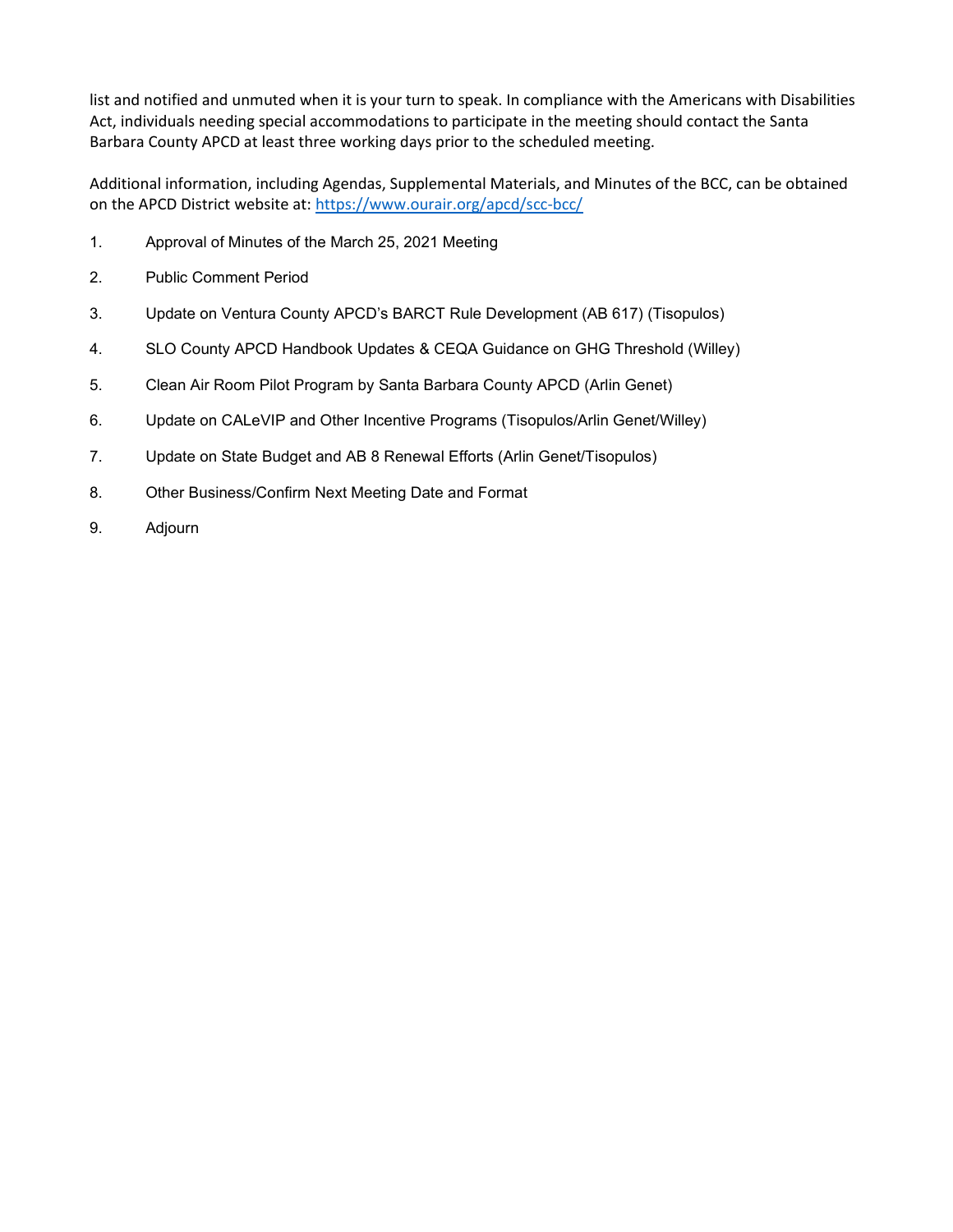list and notified and unmuted when it is your turn to speak. In compliance with the Americans with Disabilities Act, individuals needing special accommodations to participate in the meeting should contact the Santa Barbara County APCD at least three working days prior to the scheduled meeting.

Additional information, including Agendas, Supplemental Materials, and Minutes of the BCC, can be obtained on the APCD District website at: https://www.ourair.org/apcd/scc-bcc/

1. Approval of Minutes of the March 25, 2021 Meeting
2. Public Comment Period
3. Update on Ventura County APCD's BARCT Rule Development (AB 617) (Tisopulos)
4. SLO County APCD Handbook Updates & CEQA Guidance on GHG Threshold (Willey)
5. Clean Air Room Pilot Program by Santa Barbara County APCD (Arlin Genet)
6. Update on CALeVIP and Other Incentive Programs (Tisopulos/Arlin Genet/Willey)
7. Update on State Budget and AB 8 Renewal Efforts (Arlin Genet/Tisopulos)
8. Other Business/Confirm Next Meeting Date and Format
9. Adjourn